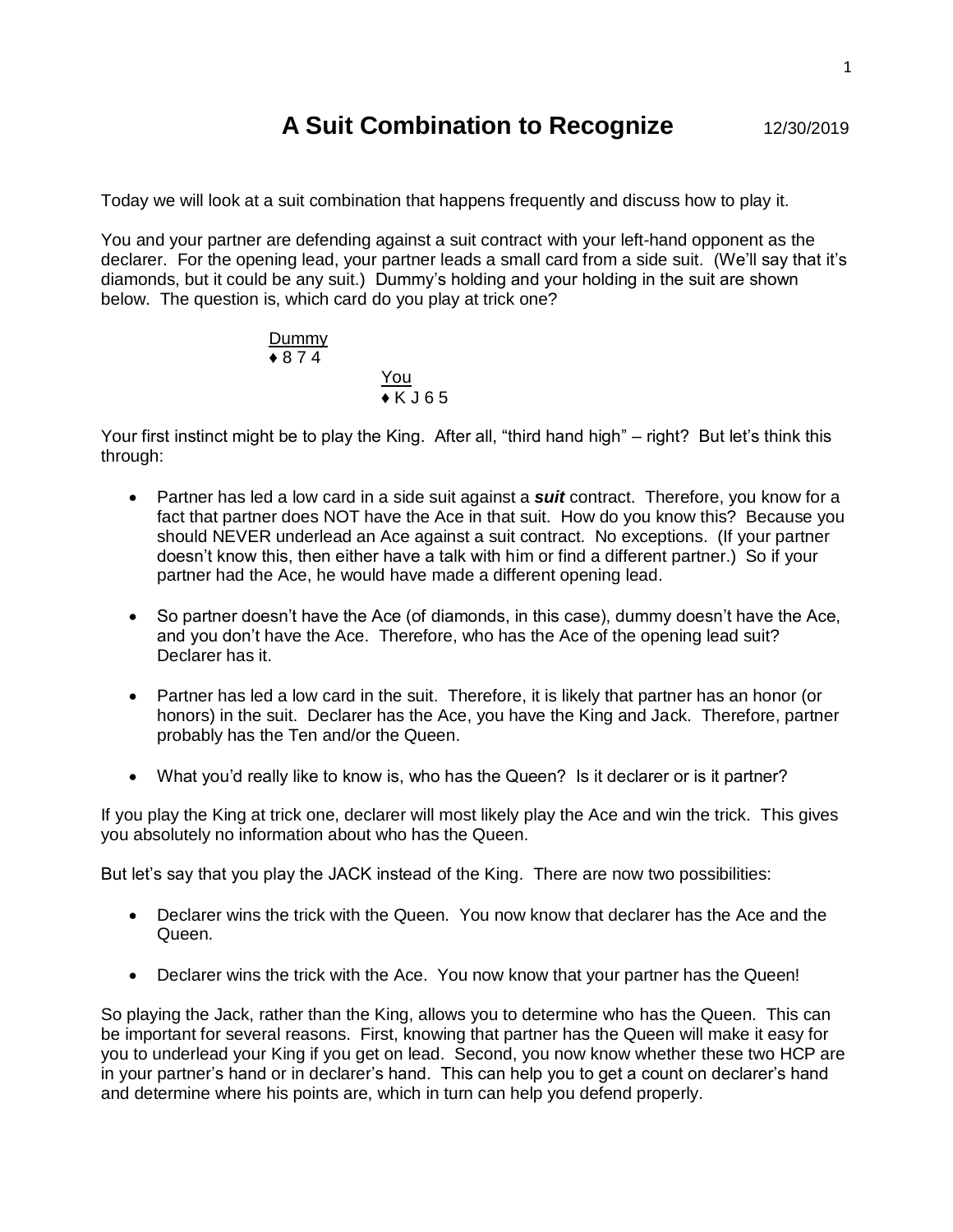# A Suit Combination to Recognize

12/30/2019

Today we will look at a suit combination that happens frequently and discuss how to play it.

You and your partner are defending against a suit contract with your left-hand opponent as the declarer. For the opening lead, your partner leads a small card from a side suit. (We'll say that it's diamonds, but it could be any suit.) Dummy's holding and your holding in the suit are shown below. The question is, which card do you play at trick one?

```
Dummy
♦ 8 7 4
                You
                ♦ K J 6 5
```

Your first instinct might be to play the King. After all, "third hand high" – right? But let's think this through:

- Partner has led a low card in a side suit against a ***suit*** contract. Therefore, you know for a fact that partner does NOT have the Ace in that suit. How do you know this? Because you should NEVER underlead an Ace against a suit contract. No exceptions. (If your partner doesn't know this, then either have a talk with him or find a different partner.) So if your partner had the Ace, he would have made a different opening lead.
- So partner doesn't have the Ace (of diamonds, in this case), dummy doesn't have the Ace, and you don't have the Ace. Therefore, who has the Ace of the opening lead suit? Declarer has it.
- Partner has led a low card in the suit. Therefore, it is likely that partner has an honor (or honors) in the suit. Declarer has the Ace, you have the King and Jack. Therefore, partner probably has the Ten and/or the Queen.
- What you'd really like to know is, who has the Queen? Is it declarer or is it partner?

If you play the King at trick one, declarer will most likely play the Ace and win the trick. This gives you absolutely no information about who has the Queen.

But let's say that you play the JACK instead of the King. There are now two possibilities:

- Declarer wins the trick with the Queen. You now know that declarer has the Ace and the Queen.
- Declarer wins the trick with the Ace. You now know that your partner has the Queen!

So playing the Jack, rather than the King, allows you to determine who has the Queen. This can be important for several reasons. First, knowing that partner has the Queen will make it easy for you to underlead your King if you get on lead. Second, you now know whether these two HCP are in your partner's hand or in declarer's hand. This can help you to get a count on declarer's hand and determine where his points are, which in turn can help you defend properly.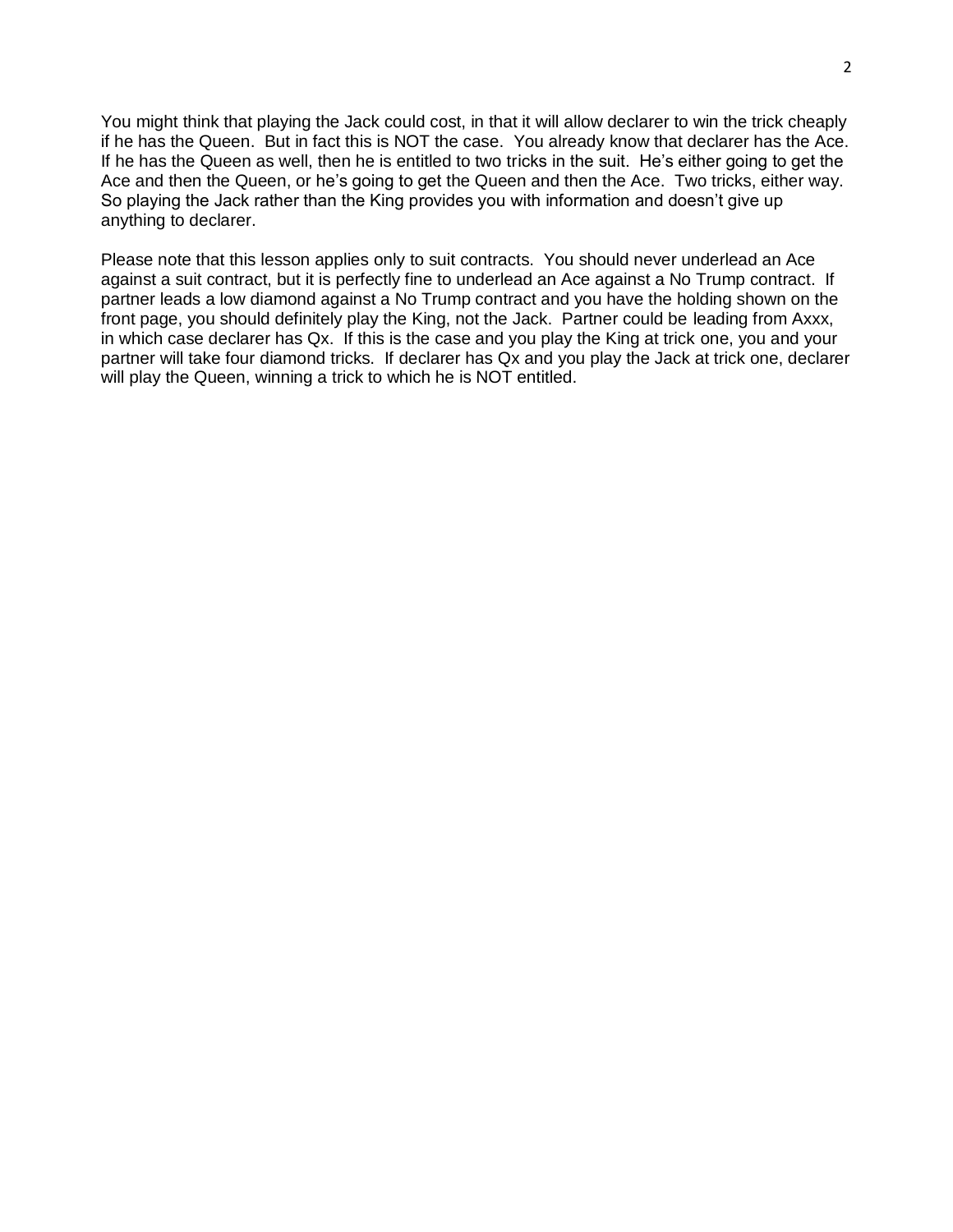You might think that playing the Jack could cost, in that it will allow declarer to win the trick cheaply if he has the Queen. But in fact this is NOT the case. You already know that declarer has the Ace. If he has the Queen as well, then he is entitled to two tricks in the suit. He's either going to get the Ace and then the Queen, or he's going to get the Queen and then the Ace. Two tricks, either way. So playing the Jack rather than the King provides you with information and doesn't give up anything to declarer.

Please note that this lesson applies only to suit contracts. You should never underlead an Ace against a suit contract, but it is perfectly fine to underlead an Ace against a No Trump contract. If partner leads a low diamond against a No Trump contract and you have the holding shown on the front page, you should definitely play the King, not the Jack. Partner could be leading from Axxx, in which case declarer has Qx. If this is the case and you play the King at trick one, you and your partner will take four diamond tricks. If declarer has Qx and you play the Jack at trick one, declarer will play the Queen, winning a trick to which he is NOT entitled.